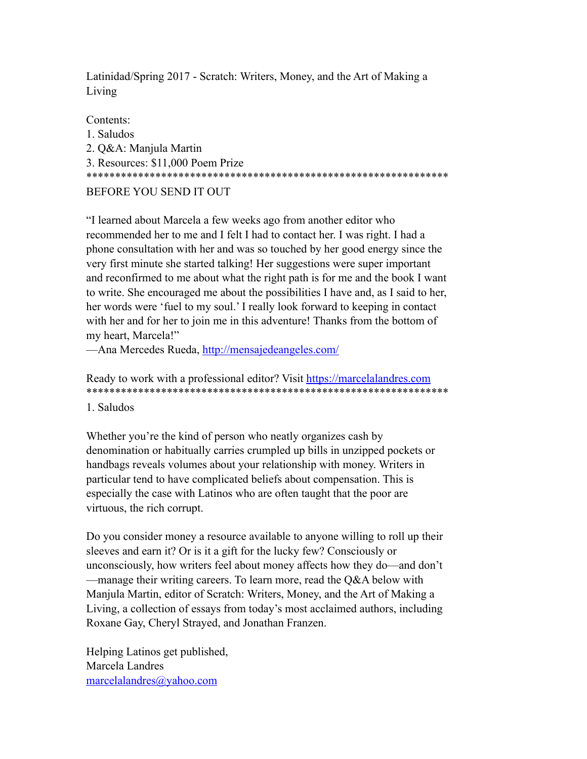Latinidad/Spring 2017 - Scratch: Writers, Money, and the Art of Making a Living

Contents:
1. Saludos
2. Q&A: Manjula Martin
3. Resources: $11,000 Poem Prize

****************************************************************

BEFORE YOU SEND IT OUT

"I learned about Marcela a few weeks ago from another editor who recommended her to me and I felt I had to contact her. I was right. I had a phone consultation with her and was so touched by her good energy since the very first minute she started talking! Her suggestions were super important and reconfirmed to me about what the right path is for me and the book I want to write. She encouraged me about the possibilities I have and, as I said to her, her words were 'fuel to my soul.' I really look forward to keeping in contact with her and for her to join me in this adventure! Thanks from the bottom of my heart, Marcela!"
—Ana Mercedes Rueda, http://mensajedeangeles.com/

Ready to work with a professional editor? Visit https://marcelalandres.com

****************************************************************

1. Saludos

Whether you're the kind of person who neatly organizes cash by denomination or habitually carries crumpled up bills in unzipped pockets or handbags reveals volumes about your relationship with money. Writers in particular tend to have complicated beliefs about compensation. This is especially the case with Latinos who are often taught that the poor are virtuous, the rich corrupt.

Do you consider money a resource available to anyone willing to roll up their sleeves and earn it? Or is it a gift for the lucky few? Consciously or unconsciously, how writers feel about money affects how they do—and don't—manage their writing careers. To learn more, read the Q&A below with Manjula Martin, editor of Scratch: Writers, Money, and the Art of Making a Living, a collection of essays from today's most acclaimed authors, including Roxane Gay, Cheryl Strayed, and Jonathan Franzen.

Helping Latinos get published,
Marcela Landres
marcelalandres@yahoo.com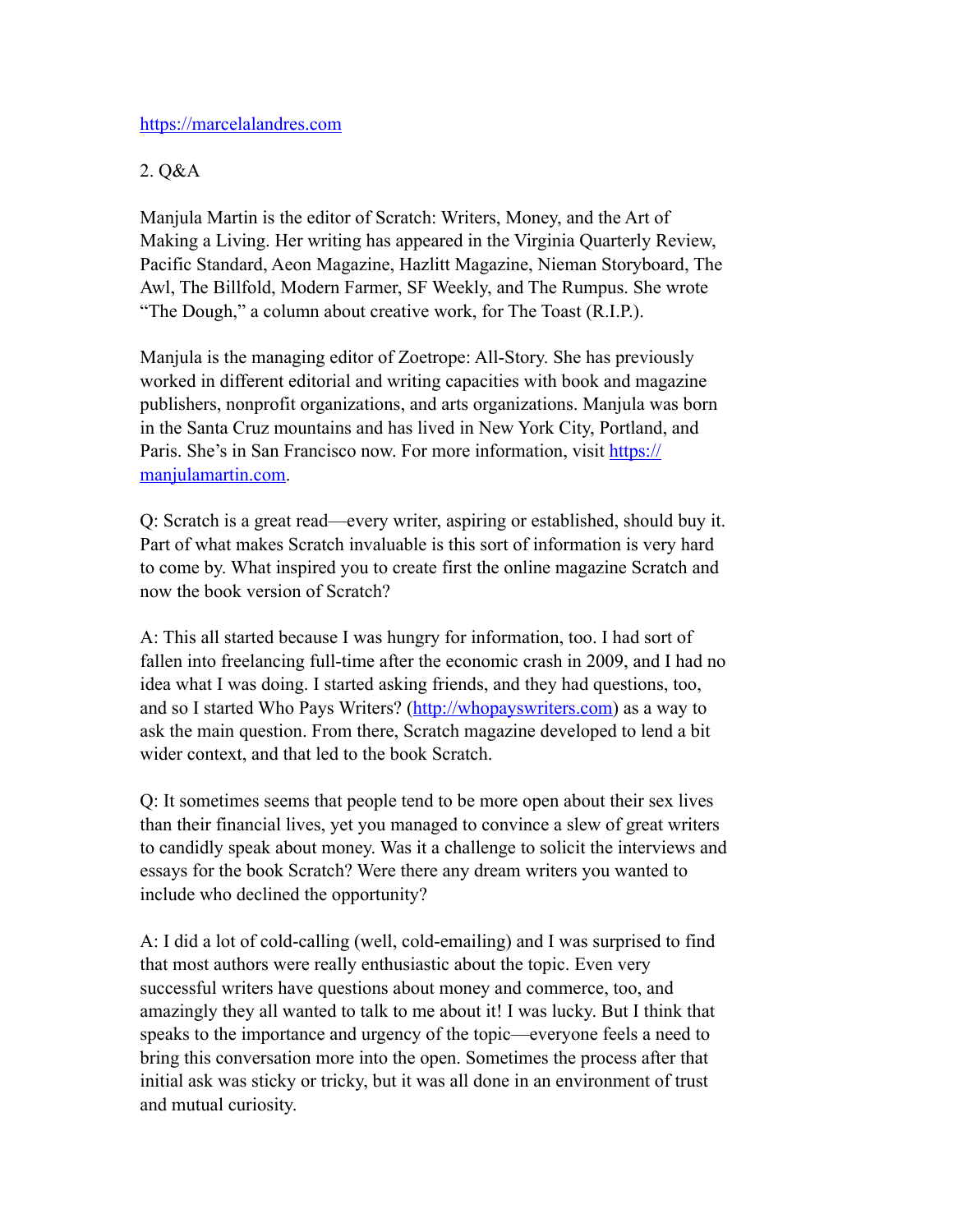https://marcelalandres.com

2. Q&A

Manjula Martin is the editor of Scratch: Writers, Money, and the Art of Making a Living. Her writing has appeared in the Virginia Quarterly Review, Pacific Standard, Aeon Magazine, Hazlitt Magazine, Nieman Storyboard, The Awl, The Billfold, Modern Farmer, SF Weekly, and The Rumpus. She wrote "The Dough," a column about creative work, for The Toast (R.I.P.).

Manjula is the managing editor of Zoetrope: All-Story. She has previously worked in different editorial and writing capacities with book and magazine publishers, nonprofit organizations, and arts organizations. Manjula was born in the Santa Cruz mountains and has lived in New York City, Portland, and Paris. She's in San Francisco now. For more information, visit https://manjulamartin.com.

Q: Scratch is a great read—every writer, aspiring or established, should buy it. Part of what makes Scratch invaluable is this sort of information is very hard to come by. What inspired you to create first the online magazine Scratch and now the book version of Scratch?

A: This all started because I was hungry for information, too. I had sort of fallen into freelancing full-time after the economic crash in 2009, and I had no idea what I was doing. I started asking friends, and they had questions, too, and so I started Who Pays Writers? (http://whopayswriters.com) as a way to ask the main question. From there, Scratch magazine developed to lend a bit wider context, and that led to the book Scratch.

Q: It sometimes seems that people tend to be more open about their sex lives than their financial lives, yet you managed to convince a slew of great writers to candidly speak about money. Was it a challenge to solicit the interviews and essays for the book Scratch? Were there any dream writers you wanted to include who declined the opportunity?

A: I did a lot of cold-calling (well, cold-emailing) and I was surprised to find that most authors were really enthusiastic about the topic. Even very successful writers have questions about money and commerce, too, and amazingly they all wanted to talk to me about it! I was lucky. But I think that speaks to the importance and urgency of the topic—everyone feels a need to bring this conversation more into the open. Sometimes the process after that initial ask was sticky or tricky, but it was all done in an environment of trust and mutual curiosity.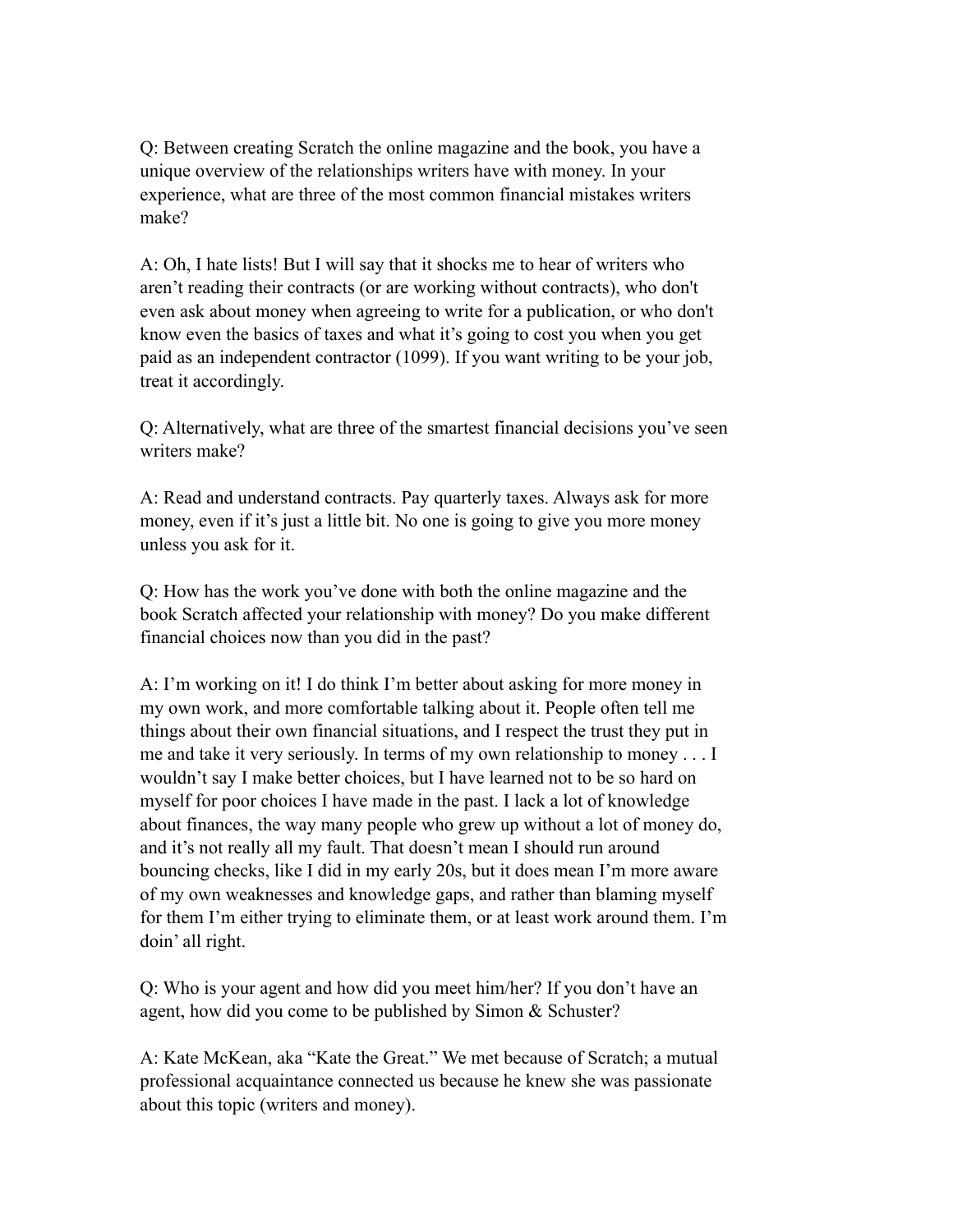Q: Between creating Scratch the online magazine and the book, you have a unique overview of the relationships writers have with money. In your experience, what are three of the most common financial mistakes writers make?

A: Oh, I hate lists! But I will say that it shocks me to hear of writers who aren't reading their contracts (or are working without contracts), who don't even ask about money when agreeing to write for a publication, or who don't know even the basics of taxes and what it's going to cost you when you get paid as an independent contractor (1099). If you want writing to be your job, treat it accordingly.

Q: Alternatively, what are three of the smartest financial decisions you've seen writers make?

A: Read and understand contracts. Pay quarterly taxes. Always ask for more money, even if it's just a little bit. No one is going to give you more money unless you ask for it.

Q: How has the work you've done with both the online magazine and the book Scratch affected your relationship with money? Do you make different financial choices now than you did in the past?

A: I'm working on it! I do think I'm better about asking for more money in my own work, and more comfortable talking about it. People often tell me things about their own financial situations, and I respect the trust they put in me and take it very seriously. In terms of my own relationship to money . . . I wouldn't say I make better choices, but I have learned not to be so hard on myself for poor choices I have made in the past. I lack a lot of knowledge about finances, the way many people who grew up without a lot of money do, and it's not really all my fault. That doesn't mean I should run around bouncing checks, like I did in my early 20s, but it does mean I'm more aware of my own weaknesses and knowledge gaps, and rather than blaming myself for them I'm either trying to eliminate them, or at least work around them. I'm doin' all right.

Q: Who is your agent and how did you meet him/her? If you don't have an agent, how did you come to be published by Simon & Schuster?

A: Kate McKean, aka "Kate the Great." We met because of Scratch; a mutual professional acquaintance connected us because he knew she was passionate about this topic (writers and money).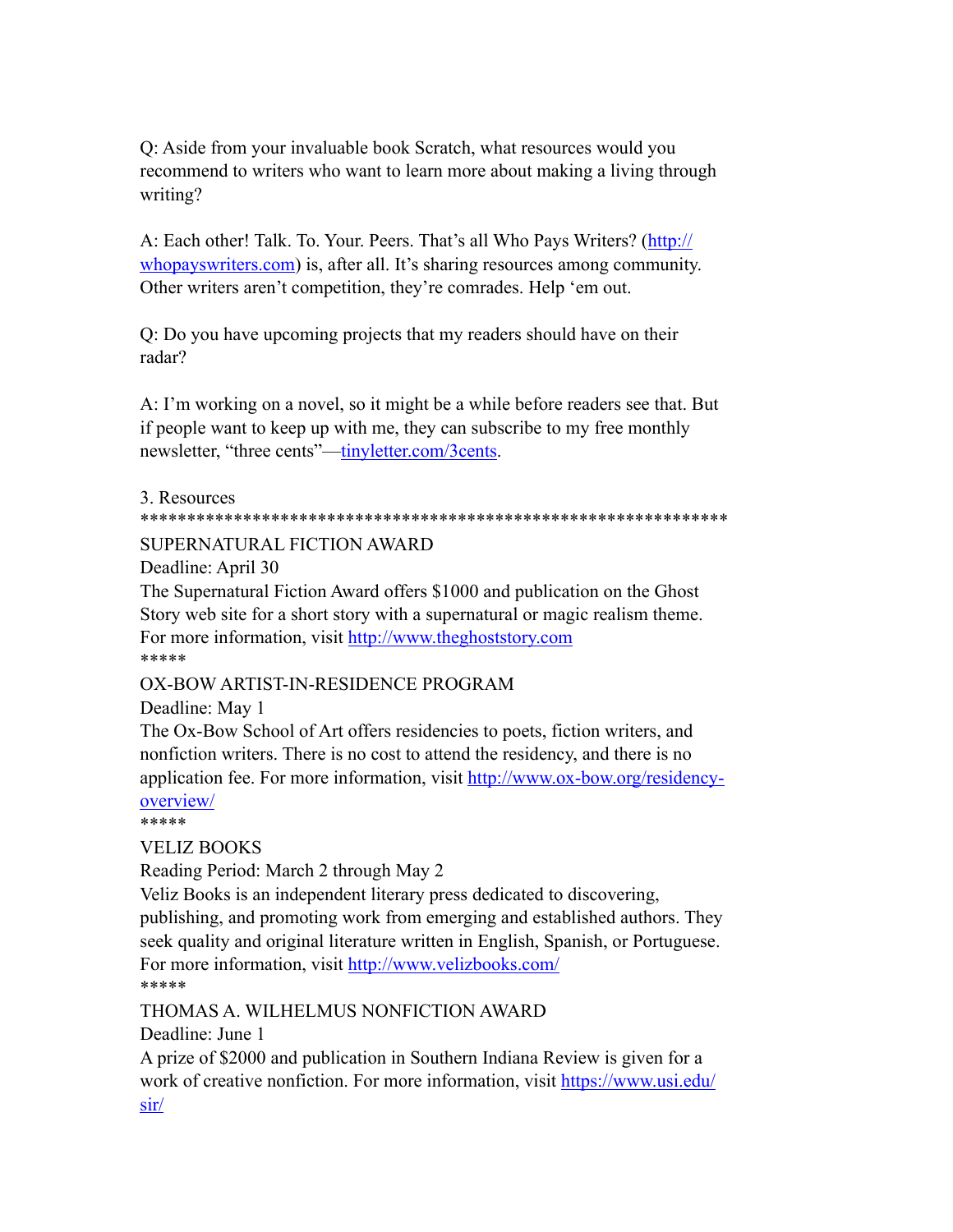Q: Aside from your invaluable book Scratch, what resources would you recommend to writers who want to learn more about making a living through writing?

A: Each other! Talk. To. Your. Peers. That's all Who Pays Writers? (http://whopayswriters.com) is, after all. It's sharing resources among community. Other writers aren't competition, they're comrades. Help 'em out.

Q: Do you have upcoming projects that my readers should have on their radar?

A: I'm working on a novel, so it might be a while before readers see that. But if people want to keep up with me, they can subscribe to my free monthly newsletter, "three cents"—tinyletter.com/3cents.

3. Resources

****************************************************************

SUPERNATURAL FICTION AWARD

Deadline: April 30

The Supernatural Fiction Award offers $1000 and publication on the Ghost Story web site for a short story with a supernatural or magic realism theme. For more information, visit http://www.theghoststory.com

*****

OX-BOW ARTIST-IN-RESIDENCE PROGRAM

Deadline: May 1

The Ox-Bow School of Art offers residencies to poets, fiction writers, and nonfiction writers. There is no cost to attend the residency, and there is no application fee. For more information, visit http://www.ox-bow.org/residency-overview/

*****

VELIZ BOOKS

Reading Period: March 2 through May 2

Veliz Books is an independent literary press dedicated to discovering, publishing, and promoting work from emerging and established authors. They seek quality and original literature written in English, Spanish, or Portuguese. For more information, visit http://www.velizbooks.com/

*****

THOMAS A. WILHELMUS NONFICTION AWARD

Deadline: June 1

A prize of $2000 and publication in Southern Indiana Review is given for a work of creative nonfiction. For more information, visit https://www.usi.edu/sir/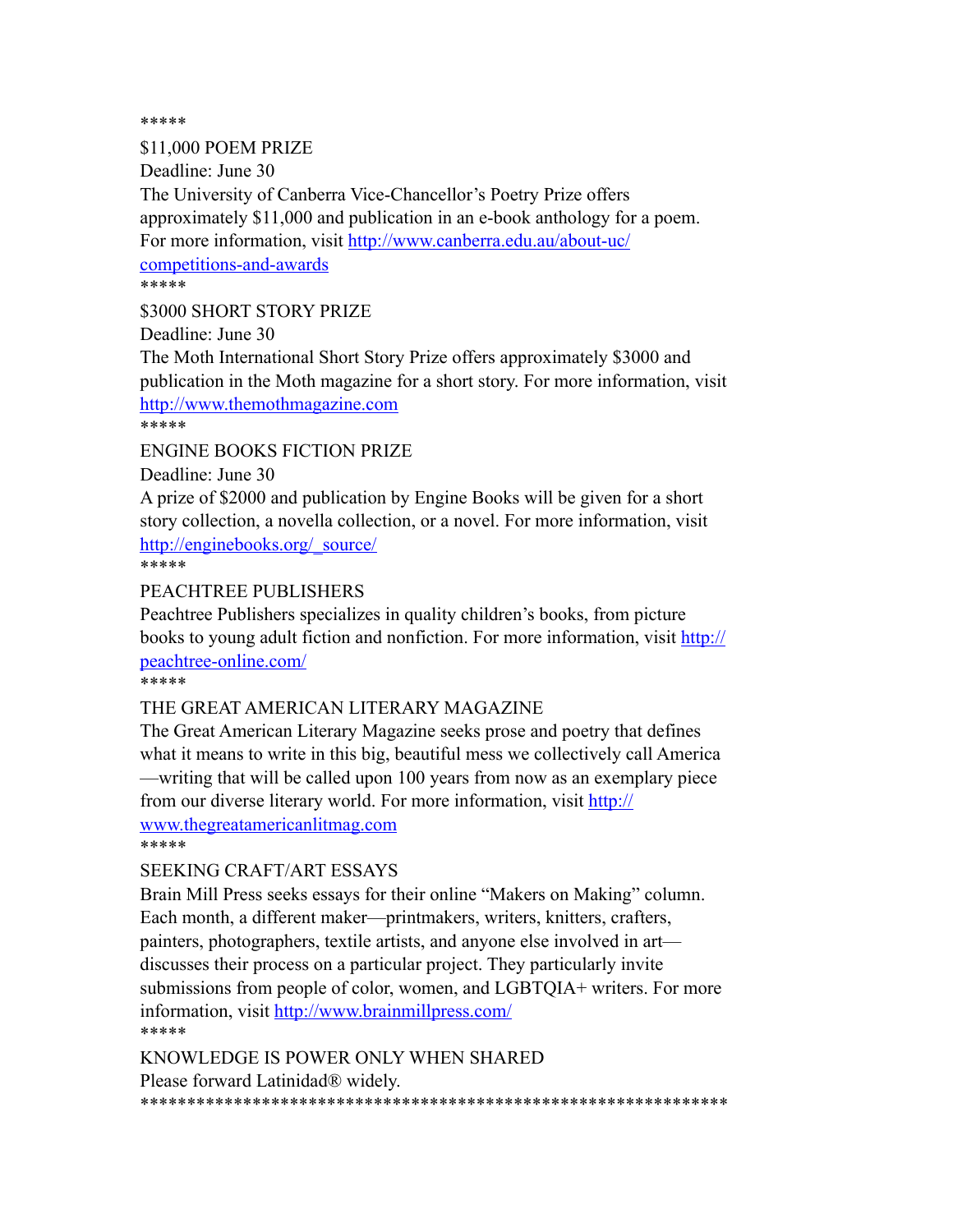*****

$11,000 POEM PRIZE

Deadline: June 30

The University of Canberra Vice-Chancellor's Poetry Prize offers approximately $11,000 and publication in an e-book anthology for a poem. For more information, visit http://www.canberra.edu.au/about-uc/competitions-and-awards

*****

$3000 SHORT STORY PRIZE

Deadline: June 30

The Moth International Short Story Prize offers approximately $3000 and publication in the Moth magazine for a short story. For more information, visit http://www.themothmagazine.com

*****

ENGINE BOOKS FICTION PRIZE

Deadline: June 30

A prize of $2000 and publication by Engine Books will be given for a short story collection, a novella collection, or a novel. For more information, visit http://enginebooks.org/_source/

*****

PEACHTREE PUBLISHERS

Peachtree Publishers specializes in quality children's books, from picture books to young adult fiction and nonfiction. For more information, visit http://peachtree-online.com/

*****

THE GREAT AMERICAN LITERARY MAGAZINE

The Great American Literary Magazine seeks prose and poetry that defines what it means to write in this big, beautiful mess we collectively call America—writing that will be called upon 100 years from now as an exemplary piece from our diverse literary world. For more information, visit http://www.thegreatamericanlitmag.com

*****

SEEKING CRAFT/ART ESSAYS

Brain Mill Press seeks essays for their online "Makers on Making" column. Each month, a different maker—printmakers, writers, knitters, crafters, painters, photographers, textile artists, and anyone else involved in art—discusses their process on a particular project. They particularly invite submissions from people of color, women, and LGBTQIA+ writers. For more information, visit http://www.brainmillpress.com/

*****

KNOWLEDGE IS POWER ONLY WHEN SHARED

Please forward Latinidad® widely.

**************************************************************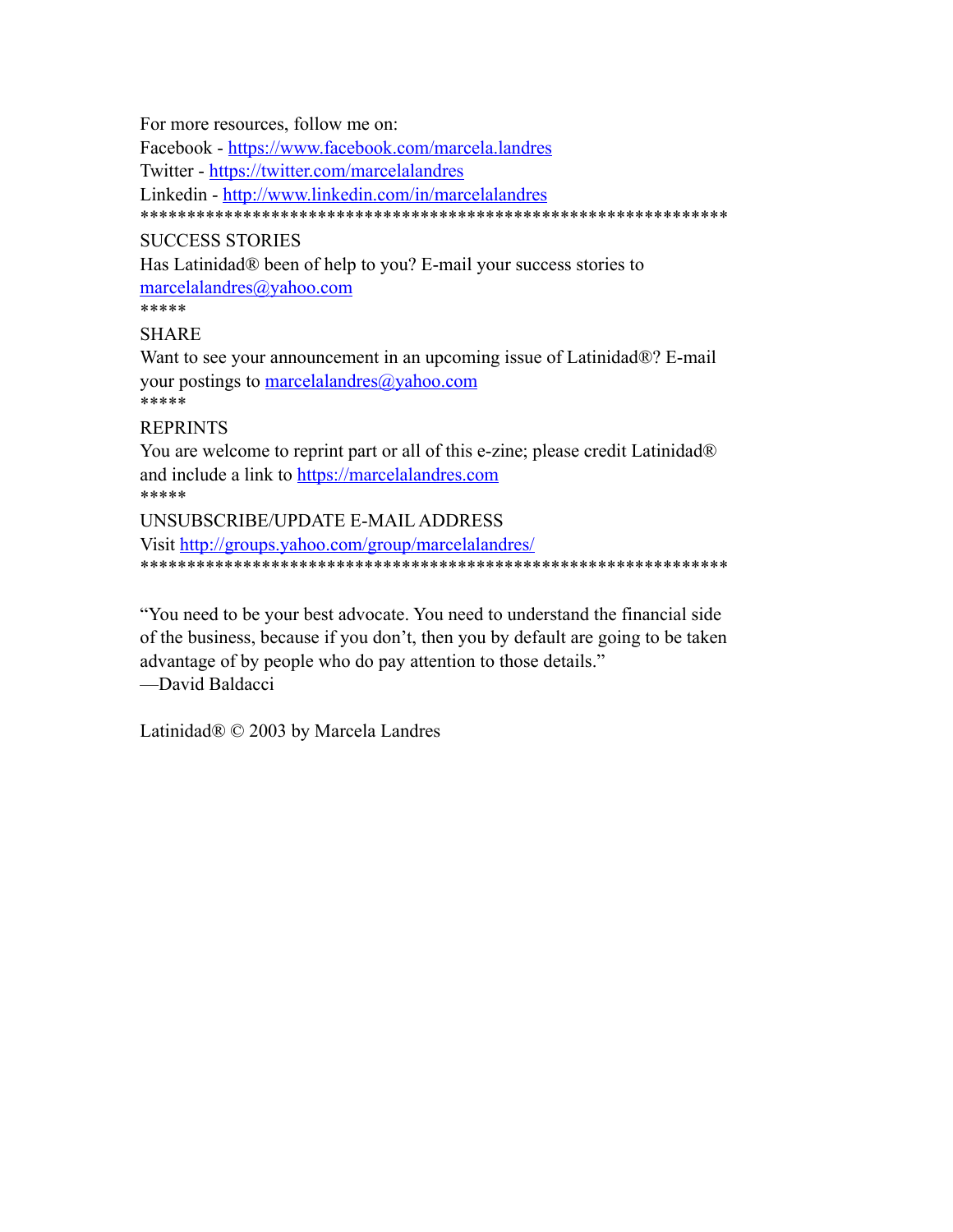For more resources, follow me on:
Facebook - https://www.facebook.com/marcela.landres
Twitter - https://twitter.com/marcelalandres
Linkedin - http://www.linkedin.com/in/marcelalandres
**************************************************************

SUCCESS STORIES
Has Latinidad® been of help to you? E-mail your success stories to marcelalandres@yahoo.com
*****

SHARE
Want to see your announcement in an upcoming issue of Latinidad®? E-mail your postings to marcelalandres@yahoo.com
*****

REPRINTS
You are welcome to reprint part or all of this e-zine; please credit Latinidad® and include a link to https://marcelalandres.com
*****

UNSUBSCRIBE/UPDATE E-MAIL ADDRESS
Visit http://groups.yahoo.com/group/marcelalandres/
**************************************************************

"You need to be your best advocate. You need to understand the financial side of the business, because if you don't, then you by default are going to be taken advantage of by people who do pay attention to those details."
—David Baldacci

Latinidad® © 2003 by Marcela Landres